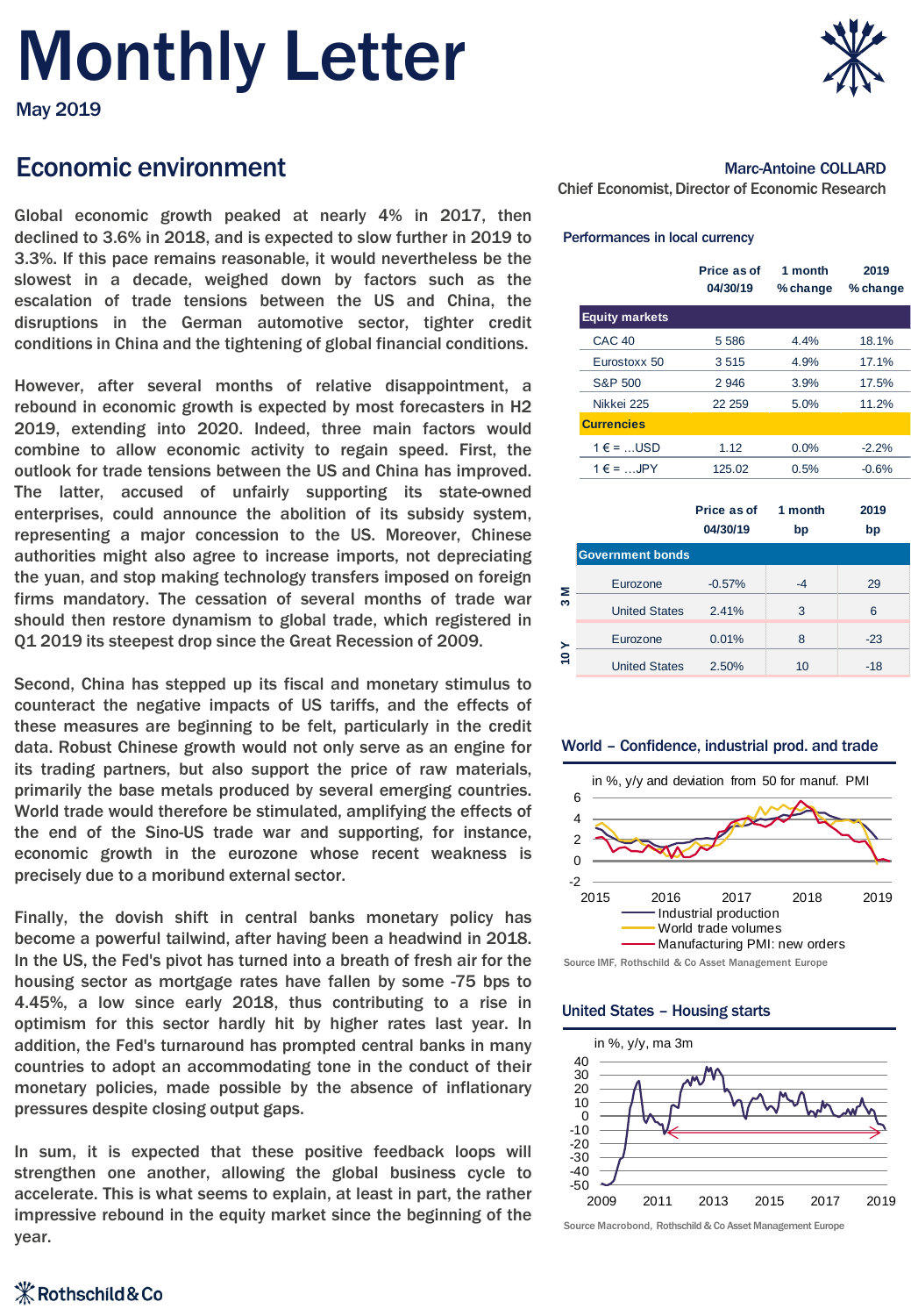# Monthly Letter

May 2019

## Economic environment

**Marc-Antoine COLLARD**
Chief Economist, Director of Economic Research

Global economic growth peaked at nearly 4% in 2017, then declined to 3.6% in 2018, and is expected to slow further in 2019 to 3.3%. If this pace remains reasonable, it would nevertheless be the slowest in a decade, weighed down by factors such as the escalation of trade tensions between the US and China, the disruptions in the German automotive sector, tighter credit conditions in China and the tightening of global financial conditions.

However, after several months of relative disappointment, a rebound in economic growth is expected by most forecasters in H2 2019, extending into 2020. Indeed, three main factors would combine to allow economic activity to regain speed. First, the outlook for trade tensions between the US and China has improved. The latter, accused of unfairly supporting its state-owned enterprises, could announce the abolition of its subsidy system, representing a major concession to the US. Moreover, Chinese authorities might also agree to increase imports, not depreciating the yuan, and stop making technology transfers imposed on foreign firms mandatory. The cessation of several months of trade war should then restore dynamism to global trade, which registered in Q1 2019 its steepest drop since the Great Recession of 2009.

Second, China has stepped up its fiscal and monetary stimulus to counteract the negative impacts of US tariffs, and the effects of these measures are beginning to be felt, particularly in the credit data. Robust Chinese growth would not only serve as an engine for its trading partners, but also support the price of raw materials, primarily the base metals produced by several emerging countries. World trade would therefore be stimulated, amplifying the effects of the end of the Sino-US trade war and supporting, for instance, economic growth in the eurozone whose recent weakness is precisely due to a moribund external sector.

Finally, the dovish shift in central banks monetary policy has become a powerful tailwind, after having been a headwind in 2018. In the US, the Fed's pivot has turned into a breath of fresh air for the housing sector as mortgage rates have fallen by some -75 bps to 4.45%, a low since early 2018, thus contributing to a rise in optimism for this sector hardly hit by higher rates last year. In addition, the Fed's turnaround has prompted central banks in many countries to adopt an accommodating tone in the conduct of their monetary policies, made possible by the absence of inflationary pressures despite closing output gaps.

In sum, it is expected that these positive feedback loops will strengthen one another, allowing the global business cycle to accelerate. This is what seems to explain, at least in part, the rather impressive rebound in the equity market since the beginning of the year.

### Performances in local currency

| | Price as of 04/30/19 | 1 month % change | 2019 % change |
|---|---|---|---|
| **Equity markets** | | | |
| CAC 40 | 5 586 | 4.4% | 18.1% |
| Eurostoxx 50 | 3 515 | 4.9% | 17.1% |
| S&P 500 | 2 946 | 3.9% | 17.5% |
| Nikkei 225 | 22 259 | 5.0% | 11.2% |
| **Currencies** | | | |
| 1 € = ...USD | 1.12 | 0.0% | -2.2% |
| 1 € = ...JPY | 125.02 | 0.5% | -0.6% |

| | | Price as of 04/30/19 | 1 month bp | 2019 bp |
|---|---|---|---|---|
| **Government bonds** | | | | |
| 3 M | Eurozone | -0.57% | -4 | 29 |
| 3 M | United States | 2.41% | 3 | 6 |
| 10 Y | Eurozone | 0.01% | 8 | -23 |
| 10 Y | United States | 2.50% | 10 | -18 |

### World – Confidence, industrial prod. and trade

in %, y/y and deviation from 50 for manuf. PMI

Industrial production; World trade volumes; Manufacturing PMI: new orders

Source IMF, Rothschild & Co Asset Management Europe

### United States – Housing starts

in %, y/y, ma 3m

Source Macrobond, Rothschild & Co Asset Management Europe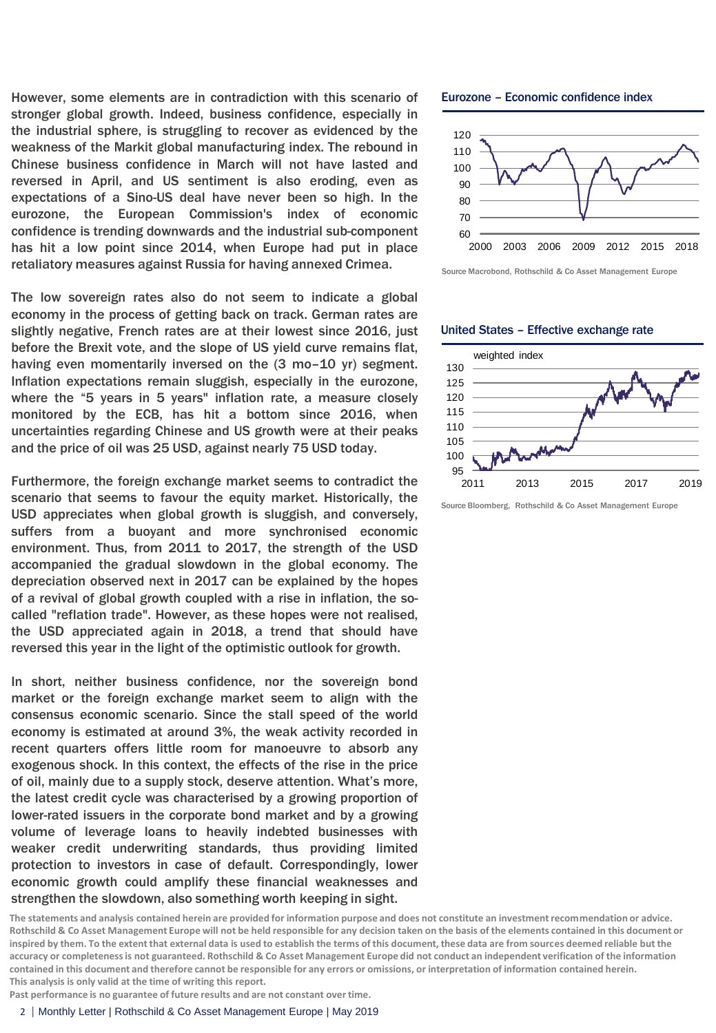However, some elements are in contradiction with this scenario of stronger global growth. Indeed, business confidence, especially in the industrial sphere, is struggling to recover as evidenced by the weakness of the Markit global manufacturing index. The rebound in Chinese business confidence in March will not have lasted and reversed in April, and US sentiment is also eroding, even as expectations of a Sino-US deal have never been so high. In the eurozone, the European Commission's index of economic confidence is trending downwards and the industrial sub-component has hit a low point since 2014, when Europe had put in place retaliatory measures against Russia for having annexed Crimea.

The low sovereign rates also do not seem to indicate a global economy in the process of getting back on track. German rates are slightly negative, French rates are at their lowest since 2016, just before the Brexit vote, and the slope of US yield curve remains flat, having even momentarily inversed on the (3 mo–10 yr) segment. Inflation expectations remain sluggish, especially in the eurozone, where the "5 years in 5 years" inflation rate, a measure closely monitored by the ECB, has hit a bottom since 2016, when uncertainties regarding Chinese and US growth were at their peaks and the price of oil was 25 USD, against nearly 75 USD today.

Furthermore, the foreign exchange market seems to contradict the scenario that seems to favour the equity market. Historically, the USD appreciates when global growth is sluggish, and conversely, suffers from a buoyant and more synchronised economic environment. Thus, from 2011 to 2017, the strength of the USD accompanied the gradual slowdown in the global economy. The depreciation observed next in 2017 can be explained by the hopes of a revival of global growth coupled with a rise in inflation, the so-called "reflation trade". However, as these hopes were not realised, the USD appreciated again in 2018, a trend that should have reversed this year in the light of the optimistic outlook for growth.

In short, neither business confidence, nor the sovereign bond market or the foreign exchange market seem to align with the consensus economic scenario. Since the stall speed of the world economy is estimated at around 3%, the weak activity recorded in recent quarters offers little room for manoeuvre to absorb any exogenous shock. In this context, the effects of the rise in the price of oil, mainly due to a supply stock, deserve attention. What's more, the latest credit cycle was characterised by a growing proportion of lower-rated issuers in the corporate bond market and by a growing volume of leverage loans to heavily indebted businesses with weaker credit underwriting standards, thus providing limited protection to investors in case of default. Correspondingly, lower economic growth could amplify these financial weaknesses and strengthen the slowdown, also something worth keeping in sight.

**Eurozone – Economic confidence index**

120
110
100
90
80
70
60
2000 2003 2006 2009 2012 2015 2018

Source Macrobond, Rothschild & Co Asset Management Europe

**United States – Effective exchange rate**

weighted index
130
125
120
115
110
105
100
95
2011 2013 2015 2017 2019

Source Bloomberg, Rothschild & Co Asset Management Europe

**The statements and analysis contained herein are provided for information purpose and does not constitute an investment recommendation or advice. Rothschild & Co Asset Management Europe will not be held responsible for any decision taken on the basis of the elements contained in this document or inspired by them. To the extent that external data is used to establish the terms of this document, these data are from sources deemed reliable but the accuracy or completeness is not guaranteed. Rothschild & Co Asset Management Europe did not conduct an independent verification of the information contained in this document and therefore cannot be responsible for any errors or omissions, or interpretation of information contained herein. This analysis is only valid at the time of writing this report.**

**Past performance is no guarantee of future results and are not constant over time.**